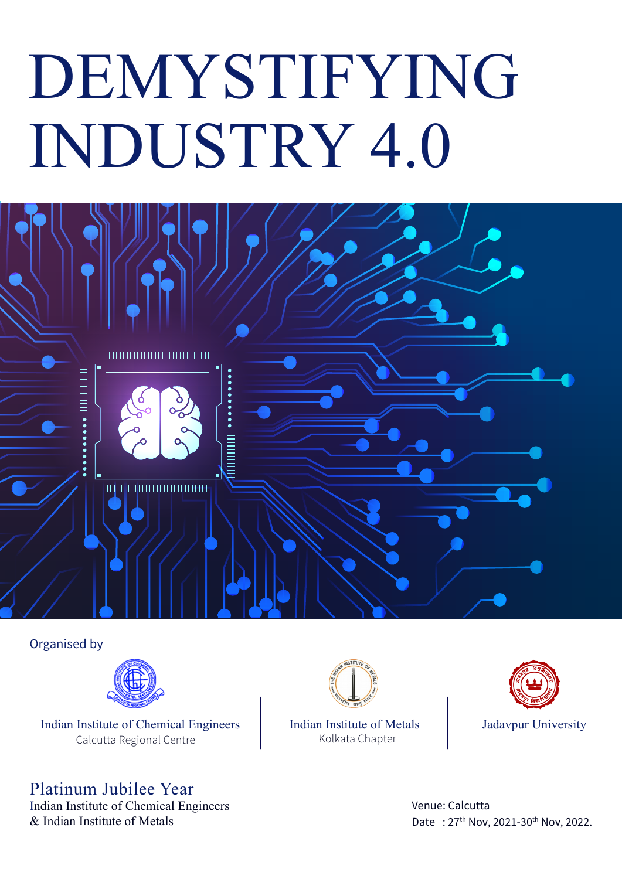# DEMYSTIFYING INDUSTRY 4.0

Organised by

Indian Institute of Chemical Engineers
Calcutta Regional Centre

Indian Institute of Metals
Kolkata Chapter

Jadavpur University

## Platinum Jubilee Year

Indian Institute of Chemical Engineers
& Indian Institute of Metals

Venue: Calcutta
Date : 27th Nov, 2021-30th Nov, 2022.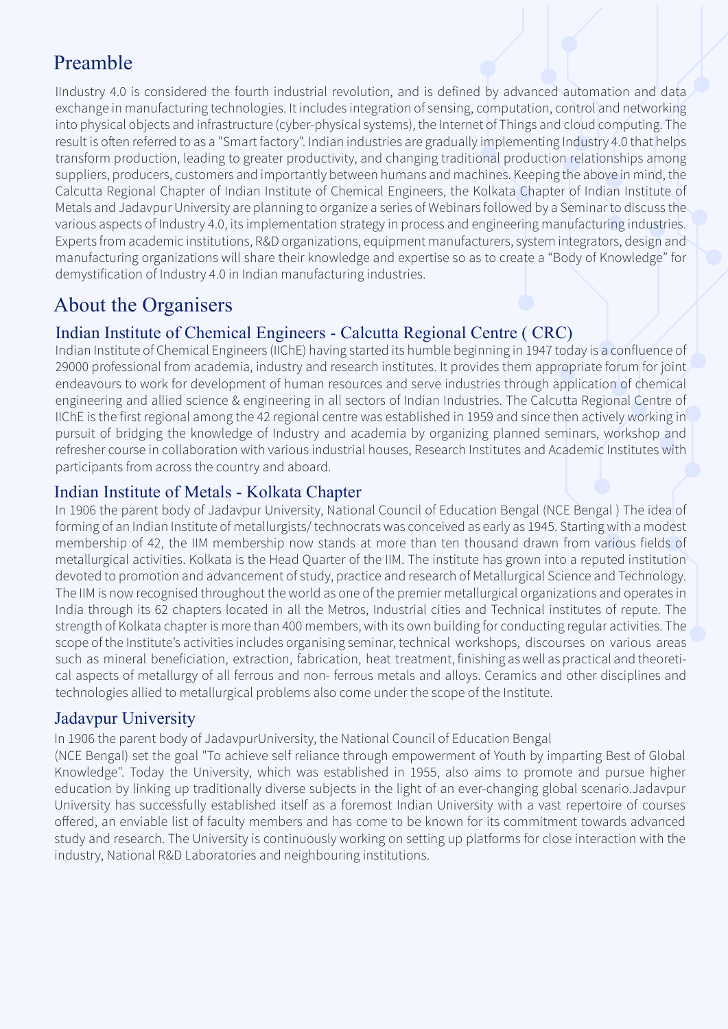# Preamble

IIndustry 4.0 is considered the fourth industrial revolution, and is defined by advanced automation and data exchange in manufacturing technologies. It includes integration of sensing, computation, control and networking into physical objects and infrastructure (cyber-physical systems), the Internet of Things and cloud computing. The result is often referred to as a "Smart factory". Indian industries are gradually implementing Industry 4.0 that helps transform production, leading to greater productivity, and changing traditional production relationships among suppliers, producers, customers and importantly between humans and machines. Keeping the above in mind, the Calcutta Regional Chapter of Indian Institute of Chemical Engineers, the Kolkata Chapter of Indian Institute of Metals and Jadavpur University are planning to organize a series of Webinars followed by a Seminar to discuss the various aspects of Industry 4.0, its implementation strategy in process and engineering manufacturing industries. Experts from academic institutions, R&D organizations, equipment manufacturers, system integrators, design and manufacturing organizations will share their knowledge and expertise so as to create a "Body of Knowledge" for demystification of Industry 4.0 in Indian manufacturing industries.

# About the Organisers

## Indian Institute of Chemical Engineers - Calcutta Regional Centre ( CRC)

Indian Institute of Chemical Engineers (IIChE) having started its humble beginning in 1947 today is a confluence of 29000 professional from academia, industry and research institutes. It provides them appropriate forum for joint endeavours to work for development of human resources and serve industries through application of chemical engineering and allied science & engineering in all sectors of Indian Industries. The Calcutta Regional Centre of IIChE is the first regional among the 42 regional centre was established in 1959 and since then actively working in pursuit of bridging the knowledge of Industry and academia by organizing planned seminars, workshop and refresher course in collaboration with various industrial houses, Research Institutes and Academic Institutes with participants from across the country and aboard.

## Indian Institute of Metals - Kolkata Chapter

In 1906 the parent body of Jadavpur University, National Council of Education Bengal (NCE Bengal ) The idea of forming of an Indian Institute of metallurgists/ technocrats was conceived as early as 1945. Starting with a modest membership of 42, the IIM membership now stands at more than ten thousand drawn from various fields of metallurgical activities. Kolkata is the Head Quarter of the IIM. The institute has grown into a reputed institution devoted to promotion and advancement of study, practice and research of Metallurgical Science and Technology. The IIM is now recognised throughout the world as one of the premier metallurgical organizations and operates in India through its 62 chapters located in all the Metros, Industrial cities and Technical institutes of repute. The strength of Kolkata chapter is more than 400 members, with its own building for conducting regular activities. The scope of the Institute's activities includes organising seminar, technical workshops, discourses on various areas such as mineral beneficiation, extraction, fabrication, heat treatment, finishing as well as practical and theoretical aspects of metallurgy of all ferrous and non- ferrous metals and alloys. Ceramics and other disciplines and technologies allied to metallurgical problems also come under the scope of the Institute.

## Jadavpur University

In 1906 the parent body of JadavpurUniversity, the National Council of Education Bengal
(NCE Bengal) set the goal "To achieve self reliance through empowerment of Youth by imparting Best of Global Knowledge". Today the University, which was established in 1955, also aims to promote and pursue higher education by linking up traditionally diverse subjects in the light of an ever-changing global scenario.Jadavpur University has successfully established itself as a foremost Indian University with a vast repertoire of courses offered, an enviable list of faculty members and has come to be known for its commitment towards advanced study and research. The University is continuously working on setting up platforms for close interaction with the industry, National R&D Laboratories and neighbouring institutions.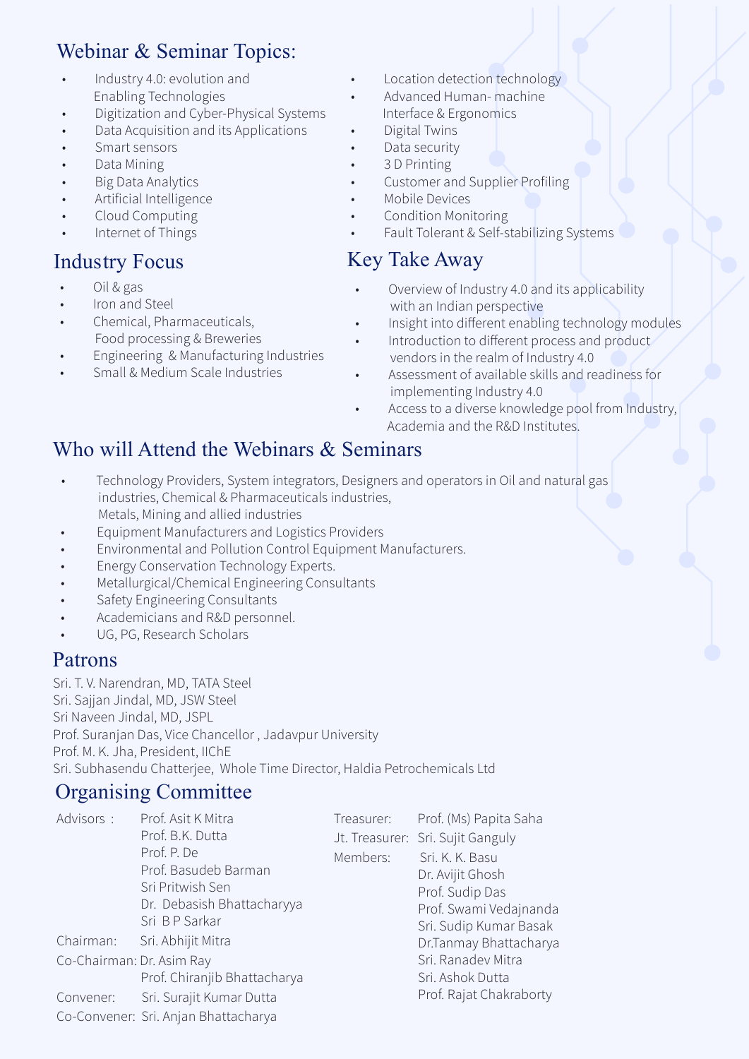## Webinar & Seminar Topics:

- Industry 4.0: evolution and Enabling Technologies
- Digitization and Cyber-Physical Systems
- Data Acquisition and its Applications
- Smart sensors
- Data Mining
- Big Data Analytics
- Artificial Intelligence
- Cloud Computing
- Internet of Things
- Location detection technology
- Advanced Human- machine Interface & Ergonomics
- Digital Twins
- Data security
- 3 D Printing
- Customer and Supplier Profiling
- Mobile Devices
- Condition Monitoring
- Fault Tolerant & Self-stabilizing Systems

## Industry Focus

- Oil & gas
- Iron and Steel
- Chemical, Pharmaceuticals, Food processing & Breweries
- Engineering & Manufacturing Industries
- Small & Medium Scale Industries

## Key Take Away

- Overview of Industry 4.0 and its applicability with an Indian perspective
- Insight into different enabling technology modules
- Introduction to different process and product vendors in the realm of Industry 4.0
- Assessment of available skills and readiness for implementing Industry 4.0
- Access to a diverse knowledge pool from Industry, Academia and the R&D Institutes.

## Who will Attend the Webinars & Seminars

- Technology Providers, System integrators, Designers and operators in Oil and natural gas industries, Chemical & Pharmaceuticals industries, Metals, Mining and allied industries
- Equipment Manufacturers and Logistics Providers
- Environmental and Pollution Control Equipment Manufacturers.
- Energy Conservation Technology Experts.
- Metallurgical/Chemical Engineering Consultants
- Safety Engineering Consultants
- Academicians and R&D personnel.
- UG, PG, Research Scholars

## Patrons

Sri. T. V. Narendran, MD, TATA Steel
Sri. Sajjan Jindal, MD, JSW Steel
Sri Naveen Jindal, MD, JSPL
Prof. Suranjan Das, Vice Chancellor , Jadavpur University
Prof. M. K. Jha, President, IIChE
Sri. Subhasendu Chatterjee, Whole Time Director, Haldia Petrochemicals Ltd

## Organising Committee

**Advisors :** Prof. Asit K Mitra
Prof. B.K. Dutta
Prof. P. De
Prof. Basudeb Barman
Sri Pritwish Sen
Dr. Debasish Bhattacharyya
Sri B P Sarkar

**Chairman:** Sri. Abhijit Mitra

**Co-Chairman:** Dr. Asim Ray
Prof. Chiranjib Bhattacharya

**Convener:** Sri. Surajit Kumar Dutta

**Co-Convener:** Sri. Anjan Bhattacharya

**Treasurer:** Prof. (Ms) Papita Saha

**Jt. Treasurer:** Sri. Sujit Ganguly

**Members:** Sri. K. K. Basu
Dr. Avijit Ghosh
Prof. Sudip Das
Prof. Swami Vedajnanda
Sri. Sudip Kumar Basak
Dr.Tanmay Bhattacharya
Sri. Ranadev Mitra
Sri. Ashok Dutta
Prof. Rajat Chakraborty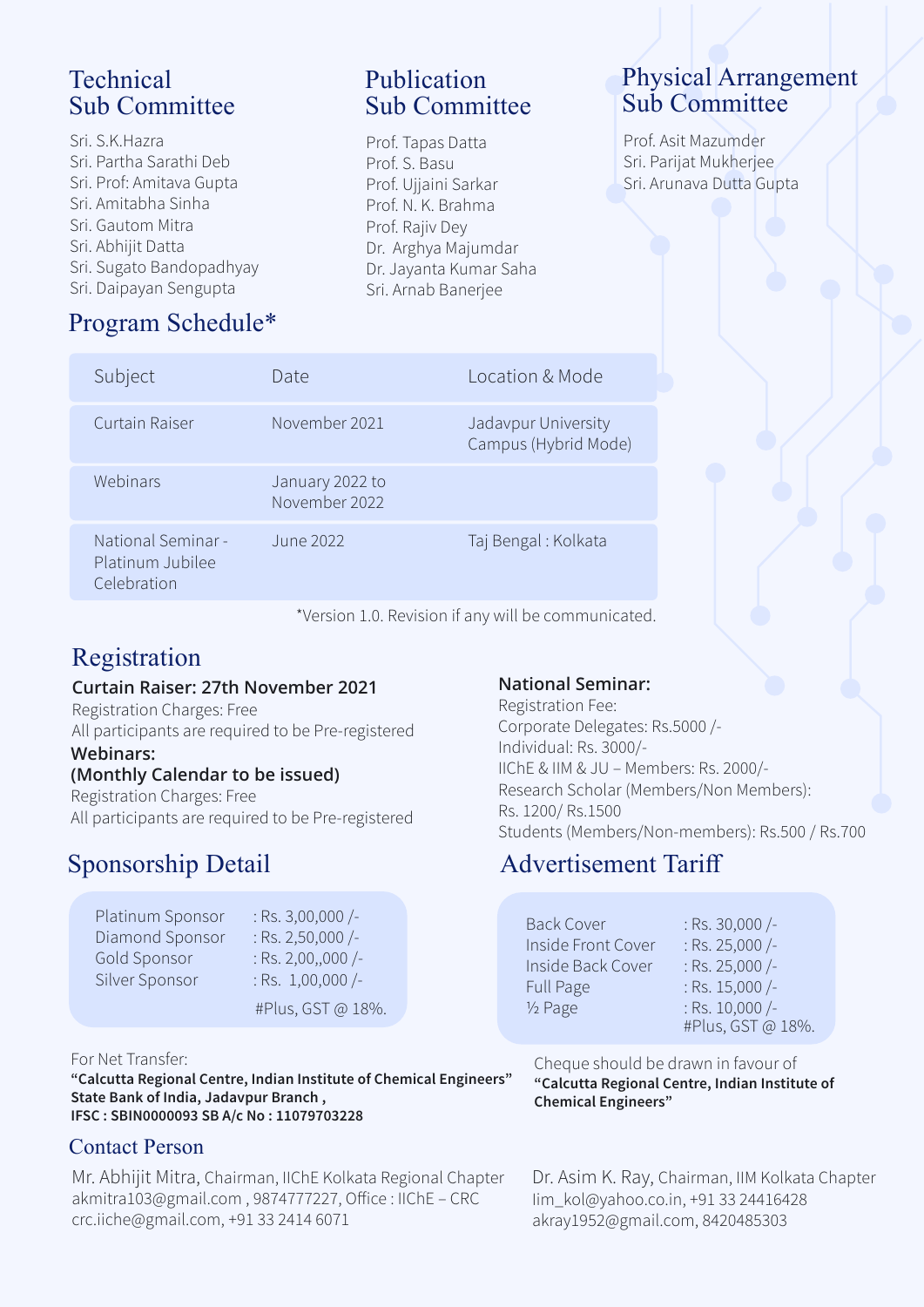## Technical Sub Committee

Sri. S.K.Hazra
Sri. Partha Sarathi Deb
Sri. Prof: Amitava Gupta
Sri. Amitabha Sinha
Sri. Gautom Mitra
Sri. Abhijit Datta
Sri. Sugato Bandopadhyay
Sri. Daipayan Sengupta

## Publication Sub Committee

Prof. Tapas Datta
Prof. S. Basu
Prof. Ujjaini Sarkar
Prof. N. K. Brahma
Prof. Rajiv Dey
Dr. Arghya Majumdar
Dr. Jayanta Kumar Saha
Sri. Arnab Banerjee

## Physical Arrangement Sub Committee

Prof. Asit Mazumder
Sri. Parijat Mukherjee
Sri. Arunava Dutta Gupta

## Program Schedule*

| Subject | Date | Location & Mode |
|---|---|---|
| Curtain Raiser | November 2021 | Jadavpur University Campus (Hybrid Mode) |
| Webinars | January 2022 to November 2022 | |
| National Seminar - Platinum Jubilee Celebration | June 2022 | Taj Bengal : Kolkata |

*Version 1.0. Revision if any will be communicated.

## Registration

**Curtain Raiser: 27th November 2021**
Registration Charges: Free
All participants are required to be Pre-registered

**Webinars:**
**(Monthly Calendar to be issued)**
Registration Charges: Free
All participants are required to be Pre-registered

**National Seminar:**
Registration Fee:
Corporate Delegates: Rs.5000 /-
Individual: Rs. 3000/-
IIChE & IIM & JU – Members: Rs. 2000/-
Research Scholar (Members/Non Members): Rs. 1200/ Rs.1500
Students (Members/Non-members): Rs.500 / Rs.700

## Sponsorship Detail

| | |
|---|---|
| Platinum Sponsor | : Rs. 3,00,000 /- |
| Diamond Sponsor | : Rs. 2,50,000 /- |
| Gold Sponsor | : Rs. 2,00,,000 /- |
| Silver Sponsor | : Rs. 1,00,000 /- |

#Plus, GST @ 18%.

For Net Transfer:
**"Calcutta Regional Centre, Indian Institute of Chemical Engineers"**
**State Bank of India, Jadavpur Branch ,**
**IFSC : SBIN0000093 SB A/c No : 11079703228**

## Advertisement Tariff

| | |
|---|---|
| Back Cover | : Rs. 30,000 /- |
| Inside Front Cover | : Rs. 25,000 /- |
| Inside Back Cover | : Rs. 25,000 /- |
| Full Page | : Rs. 15,000 /- |
| ½ Page | : Rs. 10,000 /- |

#Plus, GST @ 18%.

Cheque should be drawn in favour of **"Calcutta Regional Centre, Indian Institute of Chemical Engineers"**

## Contact Person

Mr. Abhijit Mitra, Chairman, IIChE Kolkata Regional Chapter
akmitra103@gmail.com , 9874777227, Office : IIChE – CRC
crc.iiche@gmail.com, +91 33 2414 6071

Dr. Asim K. Ray, Chairman, IIM Kolkata Chapter
Iim_kol@yahoo.co.in, +91 33 24416428
akray1952@gmail.com, 8420485303